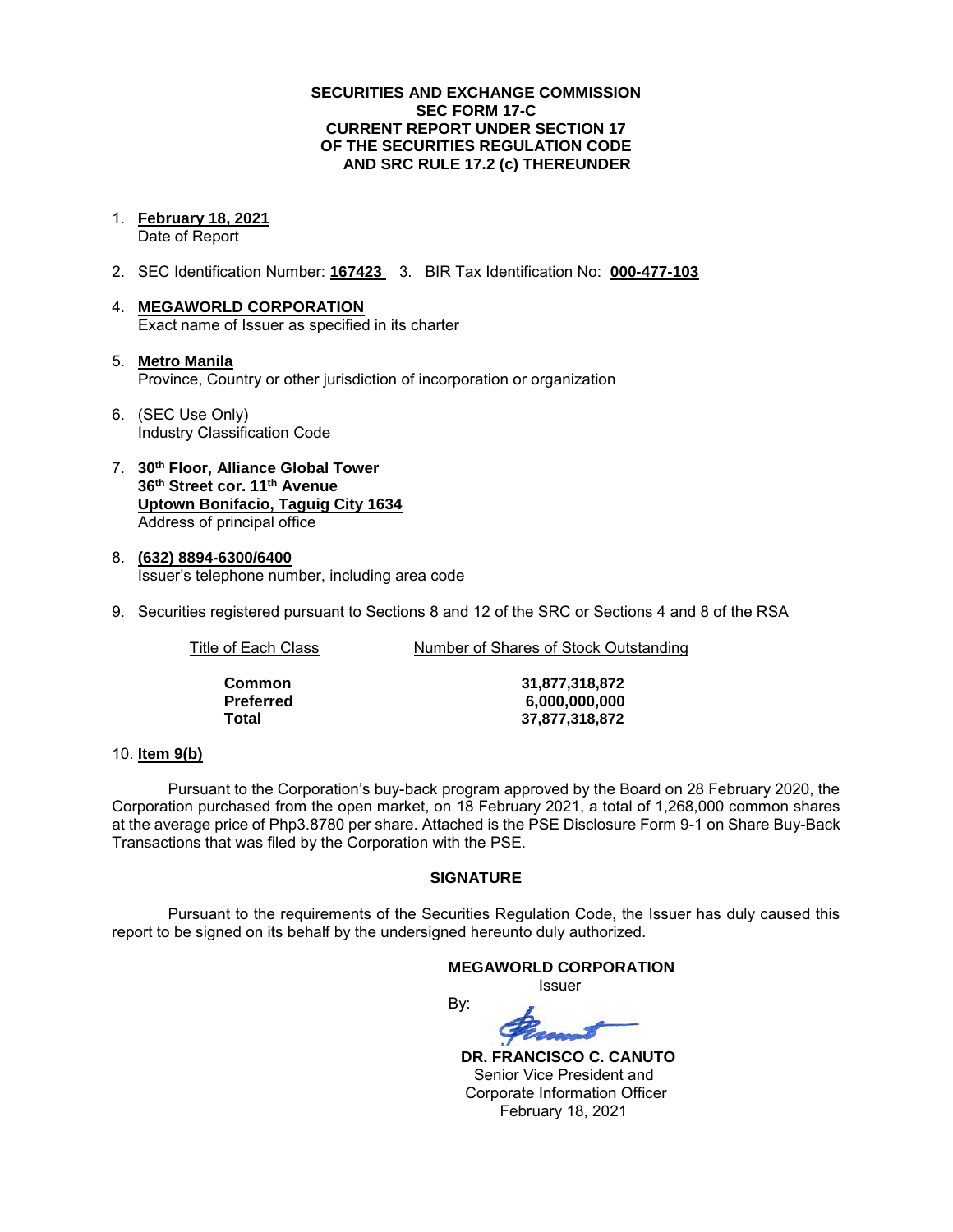**SECURITIES AND EXCHANGE COMMISSION**
**SEC FORM 17-C**
**CURRENT REPORT UNDER SECTION 17**
**OF THE SECURITIES REGULATION CODE**
**AND SRC RULE 17.2 (c) THEREUNDER**

1. **February 18, 2021**
   Date of Report

2. SEC Identification Number: **167423** 3. BIR Tax Identification No: **000-477-103**

4. **MEGAWORLD CORPORATION**
   Exact name of Issuer as specified in its charter

5. **Metro Manila**
   Province, Country or other jurisdiction of incorporation or organization

6. (SEC Use Only)
   Industry Classification Code

7. **30th Floor, Alliance Global Tower**
   **36th Street cor. 11th Avenue**
   **Uptown Bonifacio, Taguig City 1634**
   Address of principal office

8. **(632) 8894-6300/6400**
   Issuer's telephone number, including area code

9. Securities registered pursuant to Sections 8 and 12 of the SRC or Sections 4 and 8 of the RSA

| Title of Each Class | Number of Shares of Stock Outstanding |
|---|---|
| **Common** | **31,877,318,872** |
| **Preferred** | **6,000,000,000** |
| **Total** | **37,877,318,872** |

10. **Item 9(b)**

Pursuant to the Corporation's buy-back program approved by the Board on 28 February 2020, the Corporation purchased from the open market, on 18 February 2021, a total of 1,268,000 common shares at the average price of Php3.8780 per share. Attached is the PSE Disclosure Form 9-1 on Share Buy-Back Transactions that was filed by the Corporation with the PSE.

**SIGNATURE**

Pursuant to the requirements of the Securities Regulation Code, the Issuer has duly caused this report to be signed on its behalf by the undersigned hereunto duly authorized.

**MEGAWORLD CORPORATION**
Issuer

By:

**DR. FRANCISCO C. CANUTO**
Senior Vice President and
Corporate Information Officer
February 18, 2021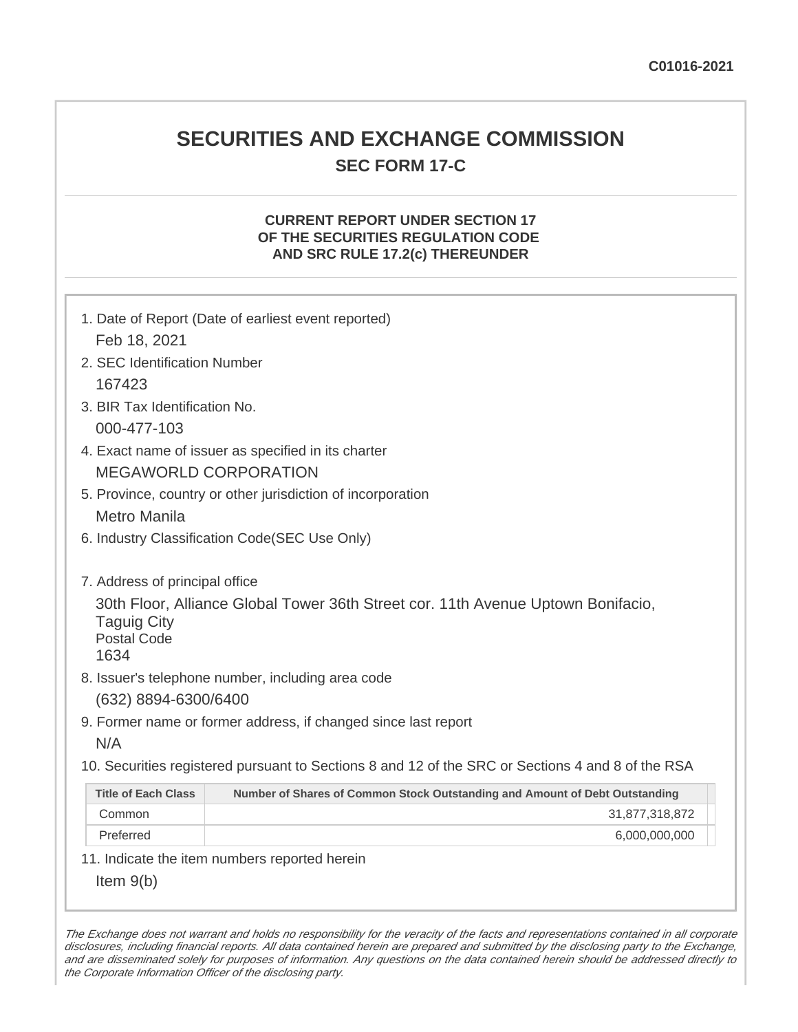C01016-2021

# SECURITIES AND EXCHANGE COMMISSION

## SEC FORM 17-C

### CURRENT REPORT UNDER SECTION 17 OF THE SECURITIES REGULATION CODE AND SRC RULE 17.2(c) THEREUNDER

1. Date of Report (Date of earliest event reported)

   Feb 18, 2021

2. SEC Identification Number

   167423

3. BIR Tax Identification No.

   000-477-103

4. Exact name of issuer as specified in its charter

   MEGAWORLD CORPORATION

5. Province, country or other jurisdiction of incorporation

   Metro Manila

6. Industry Classification Code(SEC Use Only)

7. Address of principal office

   30th Floor, Alliance Global Tower 36th Street cor. 11th Avenue Uptown Bonifacio, Taguig City
   Postal Code
   1634

8. Issuer's telephone number, including area code

   (632) 8894-6300/6400

9. Former name or former address, if changed since last report

   N/A

10. Securities registered pursuant to Sections 8 and 12 of the SRC or Sections 4 and 8 of the RSA

| Title of Each Class | Number of Shares of Common Stock Outstanding and Amount of Debt Outstanding |
|---|---|
| Common | 31,877,318,872 |
| Preferred | 6,000,000,000 |

11. Indicate the item numbers reported herein

    Item 9(b)

*The Exchange does not warrant and holds no responsibility for the veracity of the facts and representations contained in all corporate disclosures, including financial reports. All data contained herein are prepared and submitted by the disclosing party to the Exchange, and are disseminated solely for purposes of information. Any questions on the data contained herein should be addressed directly to the Corporate Information Officer of the disclosing party.*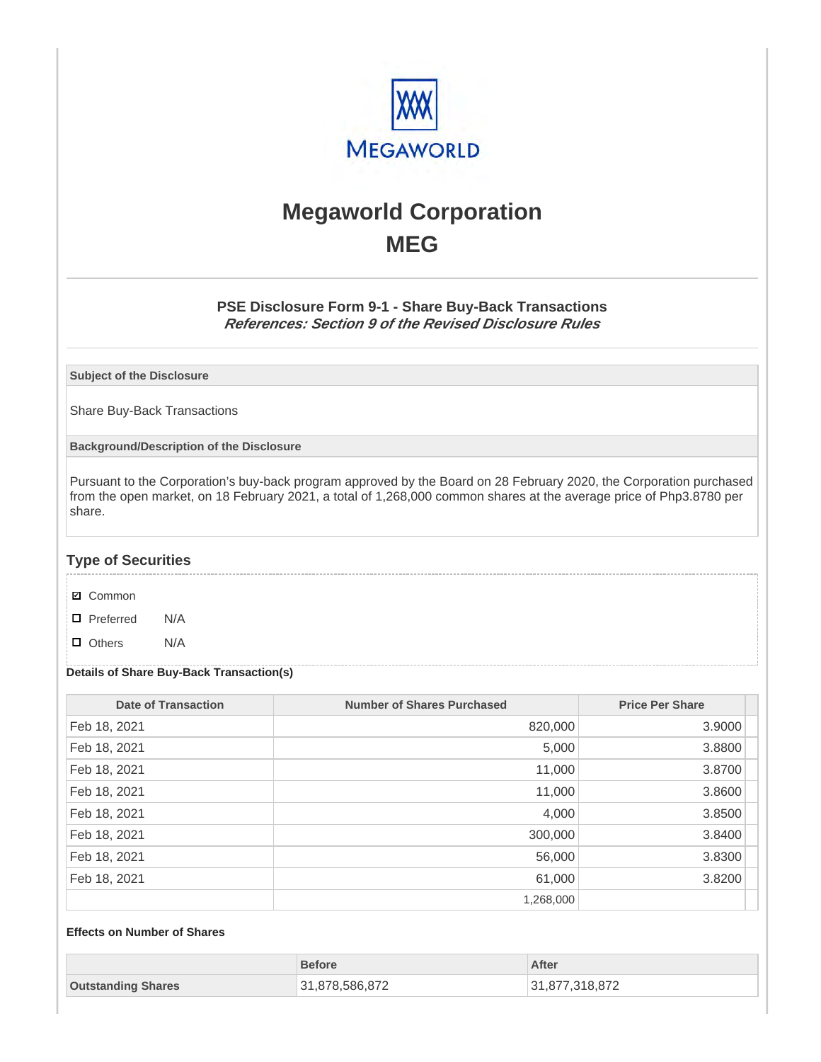# Megaworld Corporation
# MEG

### PSE Disclosure Form 9-1 - Share Buy-Back Transactions
***References: Section 9 of the Revised Disclosure Rules***

**Subject of the Disclosure**

Share Buy-Back Transactions

**Background/Description of the Disclosure**

Pursuant to the Corporation's buy-back program approved by the Board on 28 February 2020, the Corporation purchased from the open market, on 18 February 2021, a total of 1,268,000 common shares at the average price of Php3.8780 per share.

## Type of Securities

- ☑ Common
- ☐ Preferred N/A
- ☐ Others N/A

**Details of Share Buy-Back Transaction(s)**

| Date of Transaction | Number of Shares Purchased | Price Per Share |
|---|---|---|
| Feb 18, 2021 | 820,000 | 3.9000 |
| Feb 18, 2021 | 5,000 | 3.8800 |
| Feb 18, 2021 | 11,000 | 3.8700 |
| Feb 18, 2021 | 11,000 | 3.8600 |
| Feb 18, 2021 | 4,000 | 3.8500 |
| Feb 18, 2021 | 300,000 | 3.8400 |
| Feb 18, 2021 | 56,000 | 3.8300 |
| Feb 18, 2021 | 61,000 | 3.8200 |
| | 1,268,000 | |

**Effects on Number of Shares**

| | Before | After |
|---|---|---|
| **Outstanding Shares** | 31,878,586,872 | 31,877,318,872 |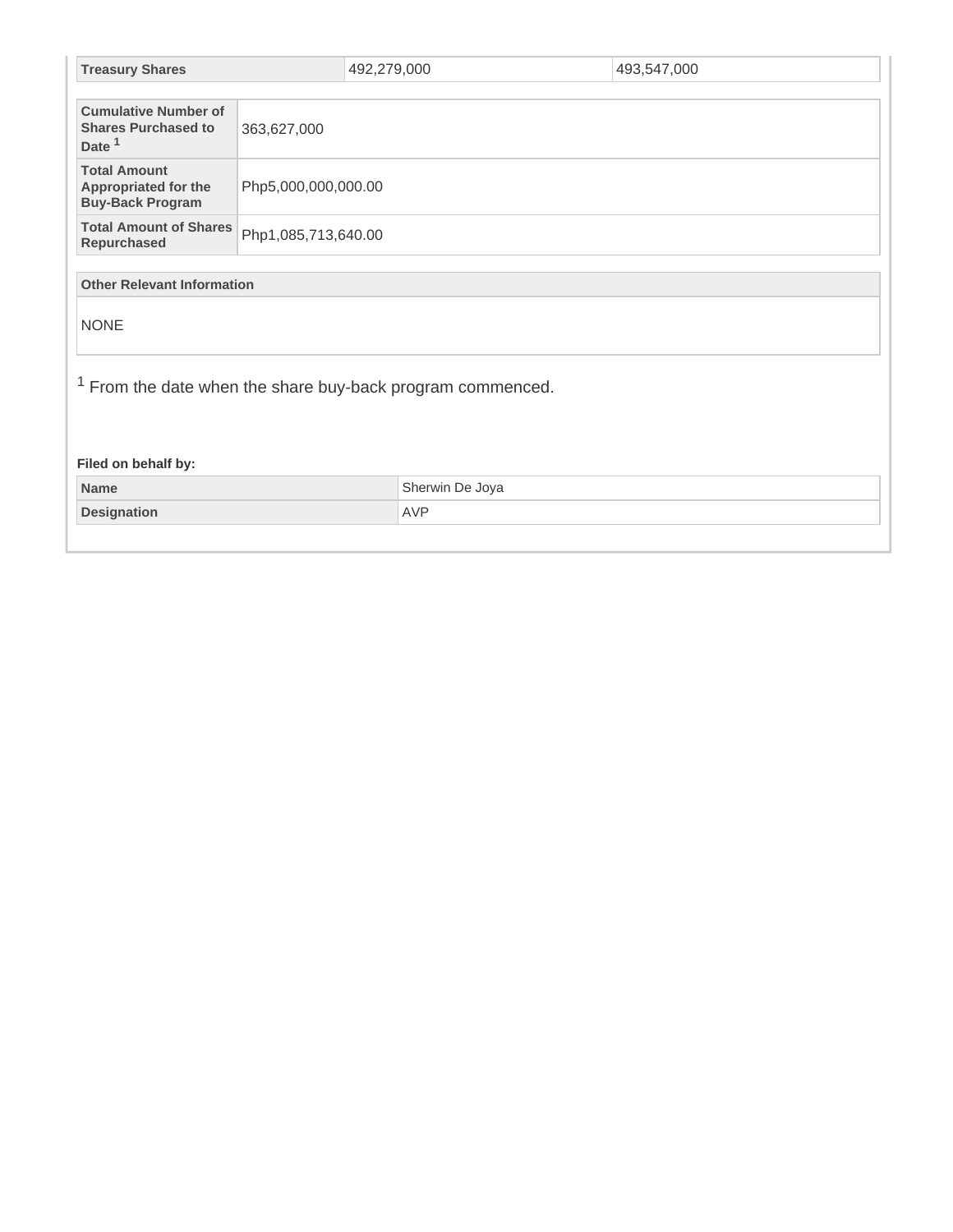| | | |
|---|---|---|
| **Treasury Shares** | 492,279,000 | 493,547,000 |

| | |
|---|---|
| **Cumulative Number of Shares Purchased to Date** [1] | 363,627,000 |
| **Total Amount Appropriated for the Buy-Back Program** | Php5,000,000,000.00 |
| **Total Amount of Shares Repurchased** | Php1,085,713,640.00 |

| **Other Relevant Information** |
|---|
| NONE |

[1] From the date when the share buy-back program commenced.

**Filed on behalf by:**

| | |
|---|---|
| **Name** | Sherwin De Joya |
| **Designation** | AVP |